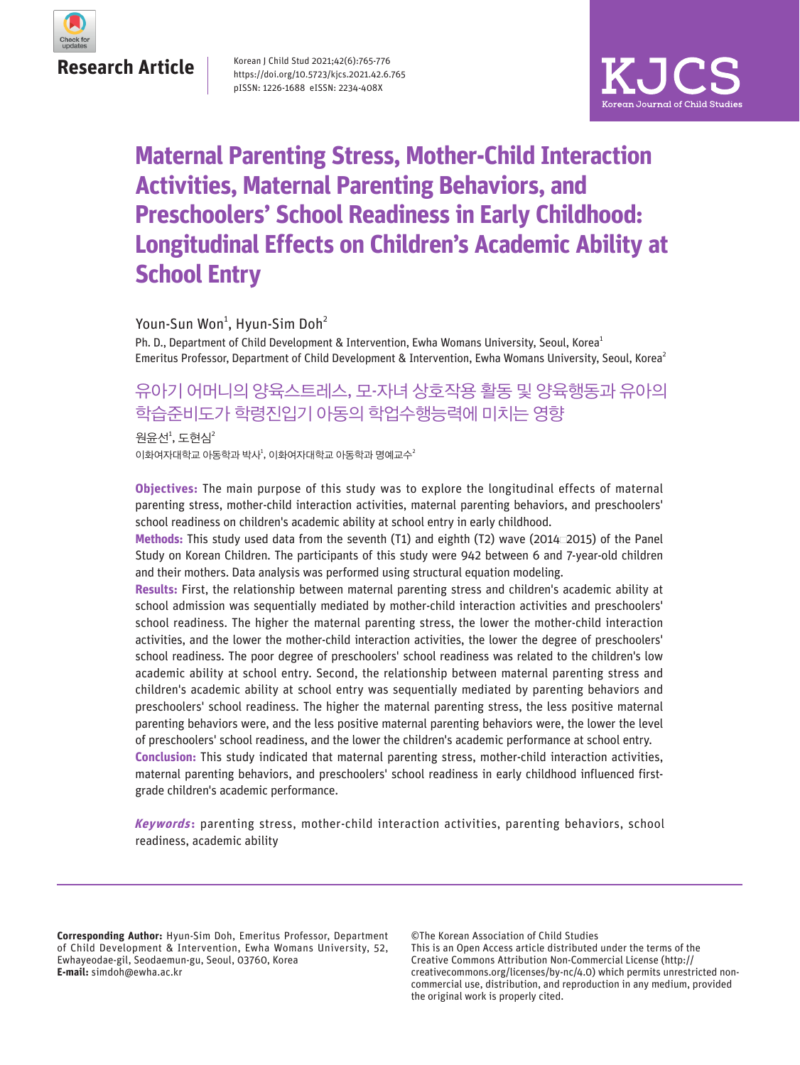Research Article

Korean J Child Stud 2021;42(6):765-776
https://doi.org/10.5723/kjcs.2021.42.6.765
pISSN: 1226-1688 eISSN: 2234-408X

# Maternal Parenting Stress, Mother-Child Interaction Activities, Maternal Parenting Behaviors, and Preschoolers' School Readiness in Early Childhood: Longitudinal Effects on Children's Academic Ability at School Entry

Youn-Sun Won[1], Hyun-Sim Doh[2]

Ph. D., Department of Child Development & Intervention, Ewha Womans University, Seoul, Korea[1]
Emeritus Professor, Department of Child Development & Intervention, Ewha Womans University, Seoul, Korea[2]

## 유아기 어머니의 양육스트레스, 모-자녀 상호작용 활동 및 양육행동과 유아의 학습준비도가 학령진입기 아동의 학업수행능력에 미치는 영향

원윤선[1], 도현심[2]

이화여자대학교 아동학과 박사[1], 이화여자대학교 아동학과 명예교수[2]

**Objectives:** The main purpose of this study was to explore the longitudinal effects of maternal parenting stress, mother-child interaction activities, maternal parenting behaviors, and preschoolers' school readiness on children's academic ability at school entry in early childhood.

**Methods:** This study used data from the seventh (T1) and eighth (T2) wave (2014□2015) of the Panel Study on Korean Children. The participants of this study were 942 between 6 and 7-year-old children and their mothers. Data analysis was performed using structural equation modeling.

**Results:** First, the relationship between maternal parenting stress and children's academic ability at school admission was sequentially mediated by mother-child interaction activities and preschoolers' school readiness. The higher the maternal parenting stress, the lower the mother-child interaction activities, and the lower the mother-child interaction activities, the lower the degree of preschoolers' school readiness. The poor degree of preschoolers' school readiness was related to the children's low academic ability at school entry. Second, the relationship between maternal parenting stress and children's academic ability at school entry was sequentially mediated by parenting behaviors and preschoolers' school readiness. The higher the maternal parenting stress, the less positive maternal parenting behaviors were, and the less positive maternal parenting behaviors were, the lower the level of preschoolers' school readiness, and the lower the children's academic performance at school entry.

**Conclusion:** This study indicated that maternal parenting stress, mother-child interaction activities, maternal parenting behaviors, and preschoolers' school readiness in early childhood influenced first-grade children's academic performance.

***Keywords*:** parenting stress, mother-child interaction activities, parenting behaviors, school readiness, academic ability

**Corresponding Author:** Hyun-Sim Doh, Emeritus Professor, Department of Child Development & Intervention, Ewha Womans University, 52, Ewhayeodae-gil, Seodaemun-gu, Seoul, 03760, Korea
**E-mail:** simdoh@ewha.ac.kr

©The Korean Association of Child Studies
This is an Open Access article distributed under the terms of the Creative Commons Attribution Non-Commercial License (http://creativecommons.org/licenses/by-nc/4.0) which permits unrestricted non-commercial use, distribution, and reproduction in any medium, provided the original work is properly cited.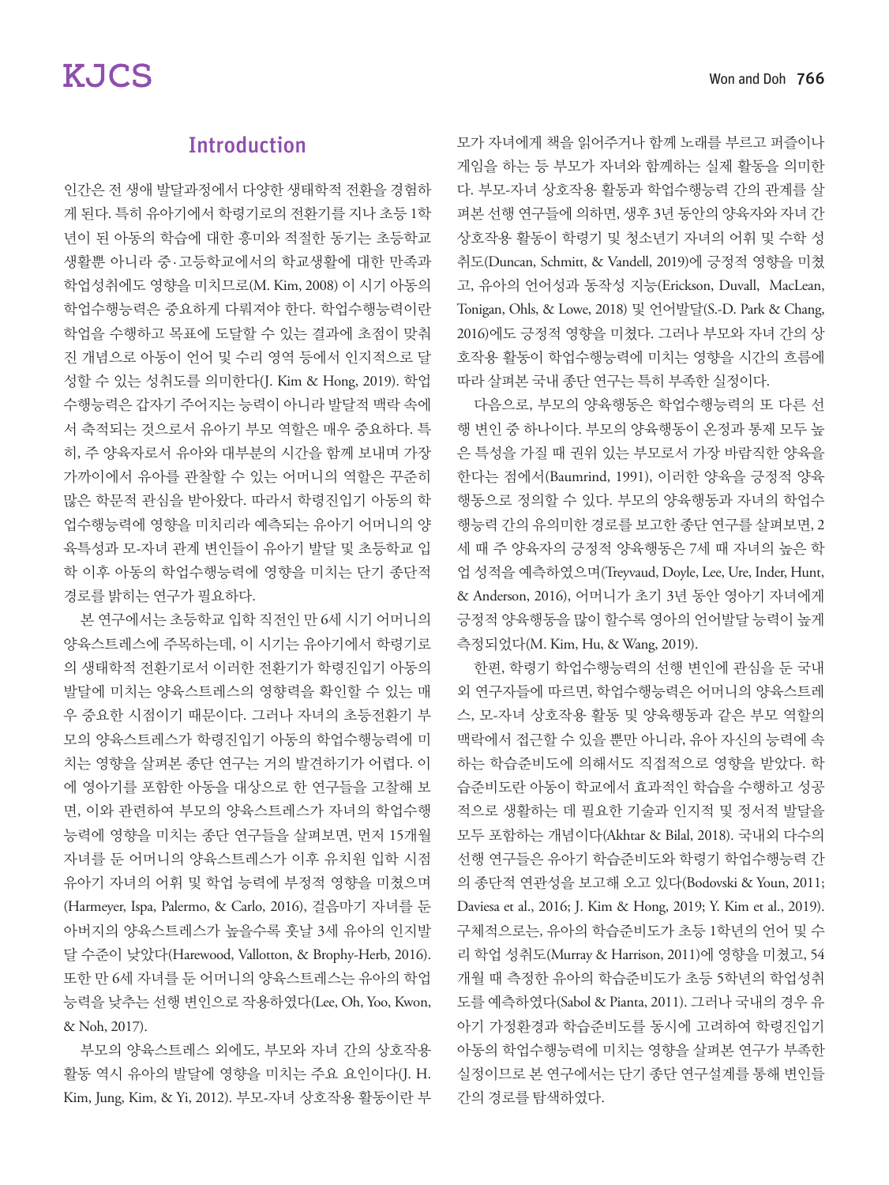## Introduction

인간은 전 생애 발달과정에서 다양한 생태학적 전환을 경험하게 된다. 특히 유아기에서 학령기로의 전환기를 지나 초등 1학년이 된 아동의 학습에 대한 흥미와 적절한 동기는 초등학교 생활뿐 아니라 중·고등학교에서의 학교생활에 대한 만족과 학업성취에도 영향을 미치므로(M. Kim, 2008) 이 시기 아동의 학업수행능력은 중요하게 다뤄져야 한다. 학업수행능력이란 학업을 수행하고 목표에 도달할 수 있는 결과에 초점이 맞춰진 개념으로 아동이 언어 및 수리 영역 등에서 인지적으로 달성할 수 있는 성취도를 의미한다(J. Kim & Hong, 2019). 학업수행능력은 갑자기 주어지는 능력이 아니라 발달적 맥락 속에서 축적되는 것으로서 유아기 부모 역할은 매우 중요하다. 특히, 주 양육자로서 유아와 대부분의 시간을 함께 보내며 가장 가까이에서 유아를 관찰할 수 있는 어머니의 역할은 꾸준히 많은 학문적 관심을 받아왔다. 따라서 학령진입기 아동의 학업수행능력에 영향을 미치리라 예측되는 유아기 어머니의 양육특성과 모-자녀 관계 변인들이 유아기 발달 및 초등학교 입학 이후 아동의 학업수행능력에 영향을 미치는 단기 종단적 경로를 밝히는 연구가 필요하다.

본 연구에서는 초등학교 입학 직전인 만 6세 시기 어머니의 양육스트레스에 주목하는데, 이 시기는 유아기에서 학령기로의 생태학적 전환기로서 이러한 전환기가 학령진입기 아동의 발달에 미치는 양육스트레스의 영향력을 확인할 수 있는 매우 중요한 시점이기 때문이다. 그러나 자녀의 초등전환기 부모의 양육스트레스가 학령진입기 아동의 학업수행능력에 미치는 영향을 살펴본 종단 연구는 거의 발견하기가 어렵다. 이에 영아기를 포함한 아동을 대상으로 한 연구들을 고찰해 보면, 이와 관련하여 부모의 양육스트레스가 자녀의 학업수행능력에 영향을 미치는 종단 연구들을 살펴보면, 먼저 15개월 자녀를 둔 어머니의 양육스트레스가 이후 유치원 입학 시점 유아기 자녀의 어휘 및 학업 능력에 부정적 영향을 미쳤으며(Harmeyer, Ispa, Palermo, & Carlo, 2016), 걸음마기 자녀를 둔 아버지의 양육스트레스가 높을수록 훗날 3세 유아의 인지발달 수준이 낮았다(Harewood, Vallotton, & Brophy-Herb, 2016). 또한 만 6세 자녀를 둔 어머니의 양육스트레스는 유아의 학업능력을 낮추는 선행 변인으로 작용하였다(Lee, Oh, Yoo, Kwon, & Noh, 2017).

부모의 양육스트레스 외에도, 부모와 자녀 간의 상호작용 활동 역시 유아의 발달에 영향을 미치는 주요 요인이다(J. H. Kim, Jung, Kim, & Yi, 2012). 부모-자녀 상호작용 활동이란 부모가 자녀에게 책을 읽어주거나 함께 노래를 부르고 퍼즐이나 게임을 하는 등 부모가 자녀와 함께하는 실제 활동을 의미한다. 부모-자녀 상호작용 활동과 학업수행능력 간의 관계를 살펴본 선행 연구들에 의하면, 생후 3년 동안의 양육자와 자녀 간 상호작용 활동이 학령기 및 청소년기 자녀의 어휘 및 수학 성취도(Duncan, Schmitt, & Vandell, 2019)에 긍정적 영향을 미쳤고, 유아의 언어성과 동작성 지능(Erickson, Duvall, MacLean, Tonigan, Ohls, & Lowe, 2018) 및 언어발달(S.-D. Park & Chang, 2016)에도 긍정적 영향을 미쳤다. 그러나 부모와 자녀 간의 상호작용 활동이 학업수행능력에 미치는 영향을 시간의 흐름에 따라 살펴본 국내 종단 연구는 특히 부족한 실정이다.

다음으로, 부모의 양육행동은 학업수행능력의 또 다른 선행 변인 중 하나이다. 부모의 양육행동이 온정과 통제 모두 높은 특성을 가질 때 권위 있는 부모로서 가장 바람직한 양육을 한다는 점에서(Baumrind, 1991), 이러한 양육을 긍정적 양육행동으로 정의할 수 있다. 부모의 양육행동과 자녀의 학업수행능력 간의 유의미한 경로를 보고한 종단 연구를 살펴보면, 2세 때 주 양육자의 긍정적 양육행동은 7세 때 자녀의 높은 학업 성적을 예측하였으며(Treyvaud, Doyle, Lee, Ure, Inder, Hunt, & Anderson, 2016), 어머니가 초기 3년 동안 영아기 자녀에게 긍정적 양육행동을 많이 할수록 영아의 언어발달 능력이 높게 측정되었다(M. Kim, Hu, & Wang, 2019).

한편, 학령기 학업수행능력의 선행 변인에 관심을 둔 국내외 연구자들에 따르면, 학업수행능력은 어머니의 양육스트레스, 모-자녀 상호작용 활동 및 양육행동과 같은 부모 역할의 맥락에서 접근할 수 있을 뿐만 아니라, 유아 자신의 능력에 속하는 학습준비도에 의해서도 직접적으로 영향을 받았다. 학습준비도란 아동이 학교에서 효과적인 학습을 수행하고 성공적으로 생활하는 데 필요한 기술과 인지적 및 정서적 발달을 모두 포함하는 개념이다(Akhtar & Bilal, 2018). 국내외 다수의 선행 연구들은 유아기 학습준비도와 학령기 학업수행능력 간의 종단적 연관성을 보고해 오고 있다(Bodovski & Youn, 2011; Daviesa et al., 2016; J. Kim & Hong, 2019; Y. Kim et al., 2019). 구체적으로는, 유아의 학습준비도가 초등 1학년의 언어 및 수리 학업 성취도(Murray & Harrison, 2011)에 영향을 미쳤고, 54개월 때 측정한 유아의 학습준비도가 초등 5학년의 학업성취도를 예측하였다(Sabol & Pianta, 2011). 그러나 국내의 경우 유아기 가정환경과 학습준비도를 동시에 고려하여 학령진입기 아동의 학업수행능력에 미치는 영향을 살펴본 연구가 부족한 실정이므로 본 연구에서는 단기 종단 연구설계를 통해 변인들 간의 경로를 탐색하였다.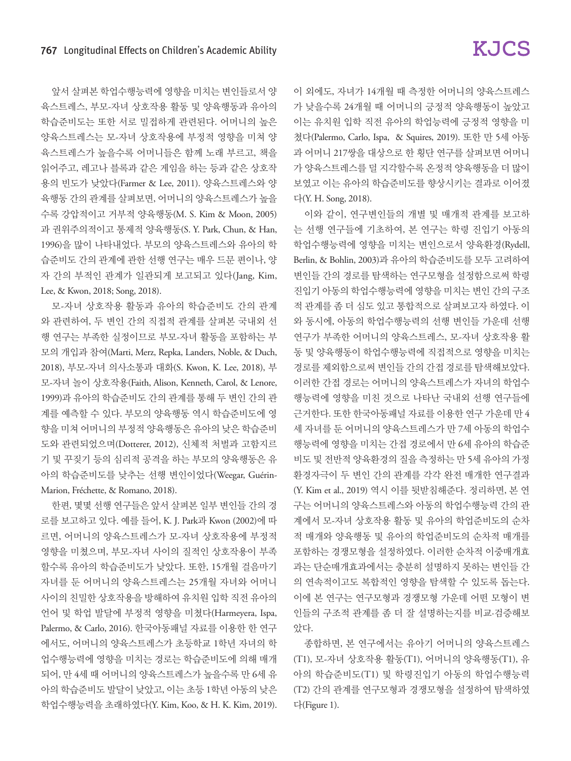앞서 살펴본 학업수행능력에 영향을 미치는 변인들로서 양육스트레스, 부모-자녀 상호작용 활동 및 양육행동과 유아의 학습준비도는 또한 서로 밀접하게 관련된다. 어머니의 높은 양육스트레스는 모-자녀 상호작용에 부정적 영향을 미쳐 양육스트레스가 높을수록 어머니들은 함께 노래 부르고, 책을 읽어주고, 레고나 블록과 같은 게임을 하는 등과 같은 상호작용의 빈도가 낮았다(Farmer & Lee, 2011). 양육스트레스와 양육행동 간의 관계를 살펴보면, 어머니의 양육스트레스가 높을수록 강압적이고 거부적 양육행동(M. S. Kim & Moon, 2005)과 권위주의적이고 통제적 양육행동(S. Y. Park, Chun, & Han, 1996)을 많이 나타내었다. 부모의 양육스트레스와 유아의 학습준비도 간의 관계에 관한 선행 연구는 매우 드문 편이나, 양자 간의 부적인 관계가 일관되게 보고되고 있다(Jang, Kim, Lee, & Kwon, 2018; Song, 2018).

모-자녀 상호작용 활동과 유아의 학습준비도 간의 관계와 관련하여, 두 변인 간의 직접적 관계를 살펴본 국내외 선행 연구는 부족한 실정이므로 부모-자녀 활동을 포함하는 부모의 개입과 참여(Marti, Merz, Repka, Landers, Noble, & Duch, 2018), 부모-자녀 의사소통과 대화(S. Kwon, K. Lee, 2018), 부모-자녀 놀이 상호작용(Faith, Alison, Kenneth, Carol, & Lenore, 1999)과 유아의 학습준비도 간의 관계를 통해 두 변인 간의 관계를 예측할 수 있다. 부모의 양육행동 역시 학습준비도에 영향을 미쳐 어머니의 부정적 양육행동은 유아의 낮은 학습준비도와 관련되었으며(Dotterer, 2012), 신체적 처벌과 고함지르기 및 꾸짖기 등의 심리적 공격을 하는 부모의 양육행동은 유아의 학습준비도를 낮추는 선행 변인이었다(Weegar, Guérin-Marion, Fréchette, & Romano, 2018).

한편, 몇몇 선행 연구들은 앞서 살펴본 일부 변인들 간의 경로를 보고하고 있다. 예를 들어, K. J. Park과 Kwon (2002)에 따르면, 어머니의 양육스트레스가 모-자녀 상호작용에 부정적 영향을 미쳤으며, 부모-자녀 사이의 질적인 상호작용이 부족할수록 유아의 학습준비도가 낮았다. 또한, 15개월 걸음마기 자녀를 둔 어머니의 양육스트레스는 25개월 자녀와 어머니 사이의 친밀한 상호작용을 방해하여 유치원 입학 직전 유아의 언어 및 학업 발달에 부정적 영향을 미쳤다(Harmeyera, Ispa, Palermo, & Carlo, 2016). 한국아동패널 자료를 이용한 한 연구에서도, 어머니의 양육스트레스가 초등학교 1학년 자녀의 학업수행능력에 영향을 미치는 경로는 학습준비도에 의해 매개되어, 만 4세 때 어머니의 양육스트레스가 높을수록 만 6세 유아의 학습준비도 발달이 낮았고, 이는 초등 1학년 아동의 낮은 학업수행능력을 초래하였다(Y. Kim, Koo, & H. K. Kim, 2019). 이 외에도, 자녀가 14개월 때 측정한 어머니의 양육스트레스가 낮을수록 24개월 때 어머니의 긍정적 양육행동이 높았고 이는 유치원 입학 직전 유아의 학업능력에 긍정적 영향을 미쳤다(Palermo, Carlo, Ispa, & Squires, 2019). 또한 만 5세 아동과 어머니 217쌍을 대상으로 한 횡단 연구를 살펴보면 어머니가 양육스트레스를 덜 지각할수록 온정적 양육행동을 더 많이 보였고 이는 유아의 학습준비도를 향상시키는 결과로 이어졌다(Y. H. Song, 2018).

이와 같이, 연구변인들의 개별 및 매개적 관계를 보고하는 선행 연구들에 기초하여, 본 연구는 학령 진입기 아동의 학업수행능력에 영향을 미치는 변인으로서 양육환경(Rydell, Berlin, & Bohlin, 2003)과 유아의 학습준비도를 모두 고려하여 변인들 간의 경로를 탐색하는 연구모형을 설정함으로써 학령 진입기 아동의 학업수행능력에 영향을 미치는 변인 간의 구조적 관계를 좀 더 심도 있고 통합적으로 살펴보고자 하였다. 이와 동시에, 아동의 학업수행능력의 선행 변인들 가운데 선행 연구가 부족한 어머니의 양육스트레스, 모-자녀 상호작용 활동 및 양육행동이 학업수행능력에 직접적으로 영향을 미치는 경로를 제외함으로써 변인들 간의 간접 경로를 탐색해보았다. 이러한 간접 경로는 어머니의 양육스트레스가 자녀의 학업수행능력에 영향을 미친 것으로 나타난 국내외 선행 연구들에 근거한다. 또한 한국아동패널 자료를 이용한 연구 가운데 만 4세 자녀를 둔 어머니의 양육스트레스가 만 7세 아동의 학업수행능력에 영향을 미치는 간접 경로에서 만 6세 유아의 학습준비도 및 전반적 양육환경의 질을 측정하는 만 5세 유아의 가정환경자극이 두 변인 간의 관계를 각각 완전 매개한 연구결과(Y. Kim et al., 2019) 역시 이를 뒷받침해준다. 정리하면, 본 연구는 어머니의 양육스트레스와 아동의 학업수행능력 간의 관계에서 모-자녀 상호작용 활동 및 유아의 학업준비도의 순차적 매개와 양육행동 및 유아의 학업준비도의 순차적 매개를 포함하는 경쟁모형을 설정하였다. 이러한 순차적 이중매개효과는 단순매개효과에서는 충분히 설명하지 못하는 변인들 간의 연속적이고도 복합적인 영향을 탐색할 수 있도록 돕는다. 이에 본 연구는 연구모형과 경쟁모형 가운데 어떤 모형이 변인들의 구조적 관계를 좀 더 잘 설명하는지를 비교·검증해보았다.

종합하면, 본 연구에서는 유아기 어머니의 양육스트레스(T1), 모-자녀 상호작용 활동(T1), 어머니의 양육행동(T1), 유아의 학습준비도(T1) 및 학령진입기 아동의 학업수행능력(T2) 간의 관계를 연구모형과 경쟁모형을 설정하여 탐색하였다(Figure 1).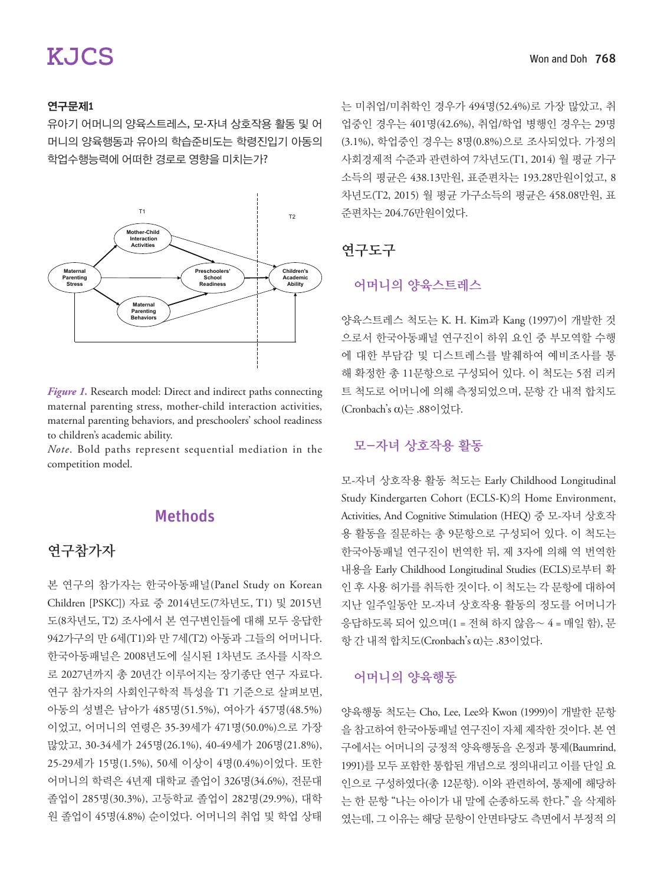**연구문제1**

유아기 어머니의 양육스트레스, 모-자녀 상호작용 활동 및 어머니의 양육행동과 유아의 학습준비도는 학령진입기 아동의 학업수행능력에 어떠한 경로로 영향을 미치는가?

T1

T2

Mother-Child Interaction Activities

Maternal Parenting Stress

Preschoolers' School Readiness

Children's Academic Ability

Maternal Parenting Behaviors

*Figure 1.* Research model: Direct and indirect paths connecting maternal parenting stress, mother-child interaction activities, maternal parenting behaviors, and preschoolers' school readiness to children's academic ability.
*Note*. Bold paths represent sequential mediation in the competition model.

# Methods

## 연구참가자

본 연구의 참가자는 한국아동패널(Panel Study on Korean Children [PSKC]) 자료 중 2014년도(7차년도, T1) 및 2015년도(8차년도, T2) 조사에서 본 연구변인들에 대해 모두 응답한 942가구의 만 6세(T1)와 만 7세(T2) 아동과 그들의 어머니다. 한국아동패널은 2008년도에 실시된 1차년도 조사를 시작으로 2027년까지 총 20년간 이루어지는 장기종단 연구 자료다. 연구 참가자의 사회인구학적 특성을 T1 기준으로 살펴보면, 아동의 성별은 남아가 485명(51.5%), 여아가 457명(48.5%)이었고, 어머니의 연령은 35-39세가 471명(50.0%)으로 가장 많았고, 30-34세가 245명(26.1%), 40-49세가 206명(21.8%), 25-29세가 15명(1.5%), 50세 이상이 4명(0.4%)이었다. 또한 어머니의 학력은 4년제 대학교 졸업이 326명(34.6%), 전문대 졸업이 285명(30.3%), 고등학교 졸업이 282명(29.9%), 대학원 졸업이 45명(4.8%) 순이었다. 어머니의 취업 및 학업 상태는 미취업/미취학인 경우가 494명(52.4%)로 가장 많았고, 취업중인 경우는 401명(42.6%), 취업/학업 병행인 경우는 29명(3.1%), 학업중인 경우는 8명(0.8%)으로 조사되었다. 가정의 사회경제적 수준과 관련하여 7차년도(T1, 2014) 월 평균 가구소득의 평균은 438.13만원, 표준편차는 193.28만원이었고, 8차년도(T2, 2015) 월 평균 가구소득의 평균은 458.08만원, 표준편차는 204.76만원이었다.

## 연구도구

### 어머니의 양육스트레스

양육스트레스 척도는 K. H. Kim과 Kang (1997)이 개발한 것으로서 한국아동패널 연구진이 하위 요인 중 부모역할 수행에 대한 부담감 및 디스트레스를 발췌하여 예비조사를 통해 확정한 총 11문항으로 구성되어 있다. 이 척도는 5점 리커트 척도로 어머니에 의해 측정되었으며, 문항 간 내적 합치도(Cronbach's α)는 .88이었다.

### 모–자녀 상호작용 활동

모-자녀 상호작용 활동 척도는 Early Childhood Longitudinal Study Kindergarten Cohort (ECLS-K)의 Home Environment, Activities, And Cognitive Stimulation (HEQ) 중 모-자녀 상호작용 활동을 질문하는 총 9문항으로 구성되어 있다. 이 척도는 한국아동패널 연구진이 번역한 뒤, 제 3자에 의해 역 번역한 내용을 Early Childhood Longitudinal Studies (ECLS)로부터 확인 후 사용 허가를 취득한 것이다. 이 척도는 각 문항에 대하여 지난 일주일동안 모-자녀 상호작용 활동의 정도를 어머니가 응답하도록 되어 있으며(1 = 전혀 하지 않음∼ 4 = 매일 함), 문항 간 내적 합치도(Cronbach's α)는 .83이었다.

### 어머니의 양육행동

양육행동 척도는 Cho, Lee, Lee와 Kwon (1999)이 개발한 문항을 참고하여 한국아동패널 연구진이 자체 제작한 것이다. 본 연구에서는 어머니의 긍정적 양육행동을 온정과 통제(Baumrind, 1991)를 모두 포함한 통합된 개념으로 정의내리고 이를 단일 요인으로 구성하였다(총 12문항). 이와 관련하여, 통제에 해당하는 한 문항 "나는 아이가 내 말에 순종하도록 한다." 을 삭제하였는데, 그 이유는 해당 문항이 안면타당도 측면에서 부정적 의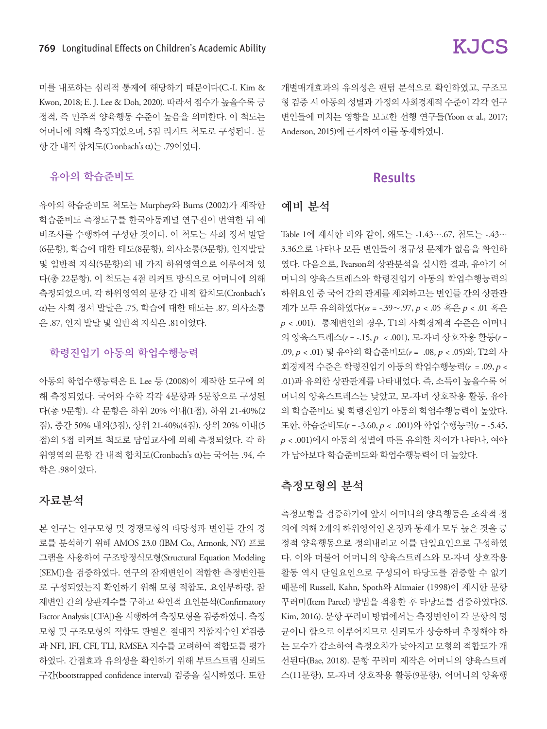미를 내포하는 심리적 통제에 해당하기 때문이다(C.-I. Kim & Kwon, 2018; E. J. Lee & Doh, 2020). 따라서 점수가 높을수록 긍정적, 즉 민주적 양육행동 수준이 높음을 의미한다. 이 척도는 어머니에 의해 측정되었으며, 5점 리커트 척도로 구성된다. 문항 간 내적 합치도(Cronbach's α)는 .79이었다.

### 유아의 학습준비도

유아의 학습준비도 척도는 Murphey와 Burns (2002)가 제작한 학습준비도 측정도구를 한국아동패널 연구진이 번역한 뒤 예비조사를 수행하여 구성한 것이다. 이 척도는 사회 정서 발달(6문항), 학습에 대한 태도(8문항), 의사소통(3문항), 인지발달 및 일반적 지식(5문항)의 네 가지 하위영역으로 이루어져 있다(총 22문항). 이 척도는 4점 리커트 방식으로 어머니에 의해 측정되었으며, 각 하위영역의 문항 간 내적 합치도(Cronbach's α)는 사회 정서 발달은 .75, 학습에 대한 태도는 .87, 의사소통은 .87, 인지 발달 및 일반적 지식은 .81이었다.

### 학령진입기 아동의 학업수행능력

아동의 학업수행능력은 E. Lee 등 (2008)이 제작한 도구에 의해 측정되었다. 국어와 수학 각각 4문항과 5문항으로 구성된다(총 9문항). 각 문항은 하위 20% 이내(1점), 하위 21-40%(2점), 중간 50% 내외(3점), 상위 21-40%(4점), 상위 20% 이내(5점)의 5점 리커트 척도로 담임교사에 의해 측정되었다. 각 하위영역의 문항 간 내적 합치도(Cronbach's α)는 국어는 .94, 수학은 .98이었다.

## 자료분석

본 연구는 연구모형 및 경쟁모형의 타당성과 변인들 간의 경로를 분석하기 위해 AMOS 23.0 (IBM Co., Armonk, NY) 프로그램을 사용하여 구조방정식모형(Structural Equation Modeling [SEM])을 검증하였다. 연구의 잠재변인이 적합한 측정변인들로 구성되었는지 확인하기 위해 모형 적합도, 요인부하량, 잠재변인 간의 상관계수를 구하고 확인적 요인분석(Confirmatory Factor Analysis [CFA])을 시행하여 측정모형을 검증하였다. 측정모형 및 구조모형의 적합도 판별은 절대적 적합지수인 $\chi^2$검증과 NFI, IFI, CFI, TLI, RMSEA 지수를 고려하여 적합도를 평가하였다. 간접효과 유의성을 확인하기 위해 부트스트랩 신뢰도 구간(bootstrapped confidence interval) 검증을 실시하였다. 또한 개별매개효과의 유의성은 팬텀 분석으로 확인하였고, 구조모형 검증 시 아동의 성별과 가정의 사회경제적 수준이 각각 연구변인들에 미치는 영향을 보고한 선행 연구들(Yoon et al., 2017; Anderson, 2015)에 근거하여 이를 통제하였다.

# Results

## 예비 분석

Table 1에 제시한 바와 같이, 왜도는 -1.43~.67, 첨도는 -.43~3.36으로 나타나 모든 변인들이 정규성 문제가 없음을 확인하였다. 다음으로, Pearson의 상관분석을 실시한 결과, 유아기 어머니의 양육스트레스와 학령진입기 아동의 학업수행능력의 하위요인 중 국어 간의 관계를 제외하고는 변인들 간의 상관관계가 모두 유의하였다($rs$ = -.39~.97, $p$ < .05 혹은 $p$ < .01 혹은 $p$ < .001). 통제변인의 경우, T1의 사회경제적 수준은 어머니의 양육스트레스($r$ = -.15, $p$ < .001), 모-자녀 상호작용 활동($r$ = .09, $p$ < .01) 및 유아의 학습준비도($r$ = .08, $p$ < .05)와, T2의 사회경제적 수준은 학령진입기 아동의 학업수행능력($r$ = .09, $p$ < .01)과 유의한 상관관계를 나타내었다. 즉, 소득이 높을수록 어머니의 양육스트레스는 낮았고, 모-자녀 상호작용 활동, 유아의 학습준비도 및 학령진입기 아동의 학업수행능력이 높았다. 또한, 학습준비도($t$ = -3.60, $p$ < .001)와 학업수행능력($t$ = -5.45, $p$ < .001)에서 아동의 성별에 따른 유의한 차이가 나타나, 여아가 남아보다 학습준비도와 학업수행능력이 더 높았다.

## 측정모형의 분석

측정모형을 검증하기에 앞서 어머니의 양육행동은 조작적 정의에 의해 2개의 하위영역인 온정과 통제가 모두 높은 것을 긍정적 양육행동으로 정의내리고 이를 단일요인으로 구성하였다. 이와 더불어 어머니의 양육스트레스와 모-자녀 상호작용 활동 역시 단일요인으로 구성되어 타당도를 검증할 수 없기 때문에 Russell, Kahn, Spoth와 Altmaier (1998)이 제시한 문항꾸러미(Item Parcel) 방법을 적용한 후 타당도를 검증하였다(S. Kim, 2016). 문항 꾸러미 방법에서는 측정변인이 각 문항의 평균이나 합으로 이루어지므로 신뢰도가 상승하며 추정해야 하는 모수가 감소하여 측정오차가 낮아지고 모형의 적합도가 개선된다(Bae, 2018). 문항 꾸러미 제작은 어머니의 양육스트레스(11문항), 모-자녀 상호작용 활동(9문항), 어머니의 양육행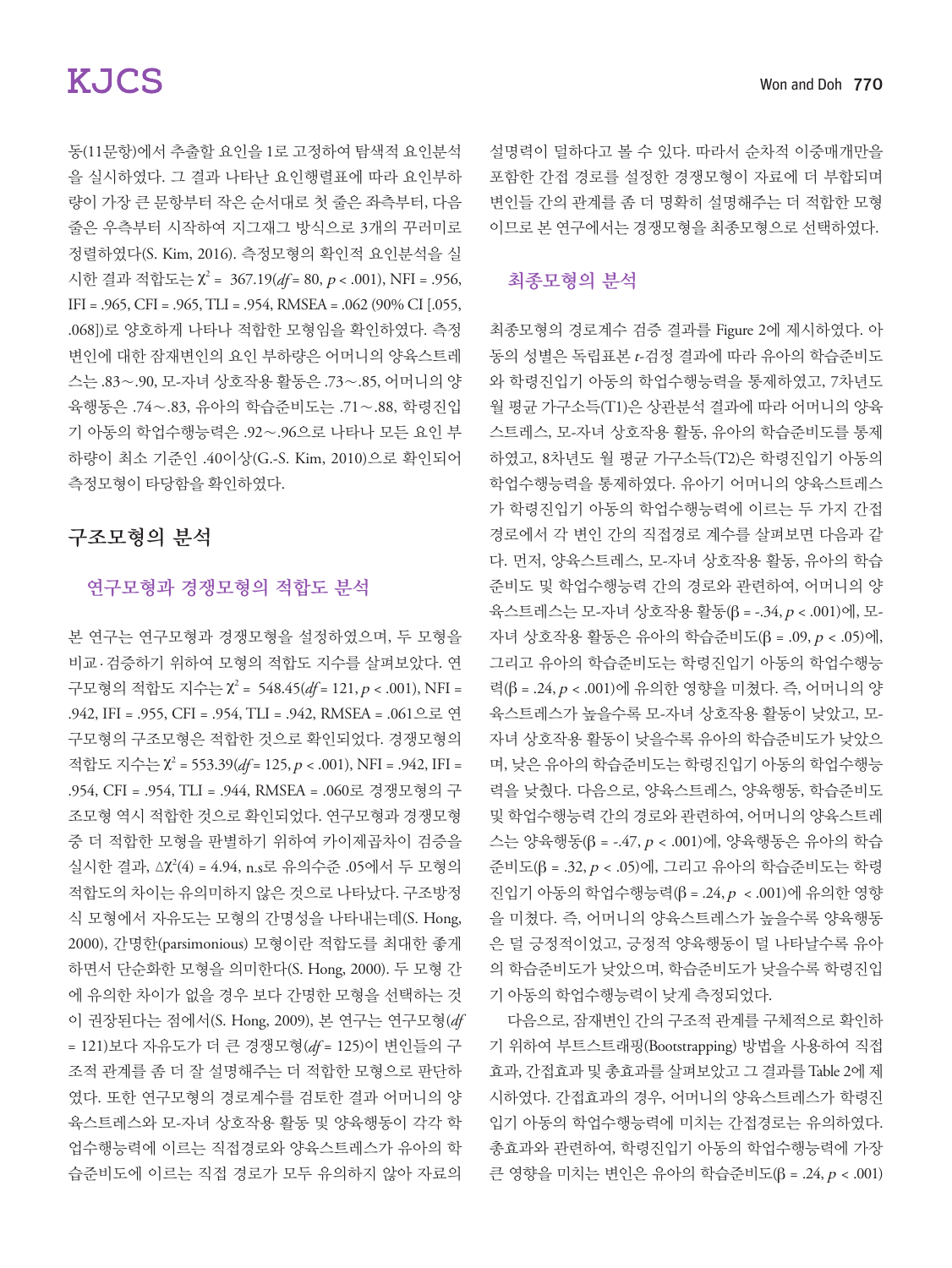동(11문항)에서 추출할 요인을 1로 고정하여 탐색적 요인분석을 실시하였다. 그 결과 나타난 요인행렬표에 따라 요인부하량이 가장 큰 문항부터 작은 순서대로 첫 줄은 좌측부터, 다음 줄은 우측부터 시작하여 지그재그 방식으로 3개의 꾸러미로 정렬하였다(S. Kim, 2016). 측정모형의 확인적 요인분석을 실시한 결과 적합도는 $\chi^2$ = 367.19($df$ = 80, $p$ < .001), NFI = .956, IFI = .965, CFI = .965, TLI = .954, RMSEA = .062 (90% CI [.055, .068])로 양호하게 나타나 적합한 모형임을 확인하였다. 측정변인에 대한 잠재변인의 요인 부하량은 어머니의 양육스트레스는 .83∼.90, 모-자녀 상호작용 활동은 .73∼.85, 어머니의 양육행동은 .74∼.83, 유아의 학습준비도는 .71∼.88, 학령진입기 아동의 학업수행능력은 .92∼.96으로 나타나 모든 요인 부하량이 최소 기준인 .40이상(G.-S. Kim, 2010)으로 확인되어 측정모형이 타당함을 확인하였다.

## 구조모형의 분석

### 연구모형과 경쟁모형의 적합도 분석

본 연구는 연구모형과 경쟁모형을 설정하였으며, 두 모형을 비교·검증하기 위하여 모형의 적합도 지수를 살펴보았다. 연구모형의 적합도 지수는 $\chi^2$ = 548.45($df$ = 121, $p$ < .001), NFI = .942, IFI = .955, CFI = .954, TLI = .942, RMSEA = .061으로 연구모형의 구조모형은 적합한 것으로 확인되었다. 경쟁모형의 적합도 지수는 $\chi^2$ = 553.39($df$ = 125, $p$ < .001), NFI = .942, IFI = .954, CFI = .954, TLI = .944, RMSEA = .060로 경쟁모형의 구조모형 역시 적합한 것으로 확인되었다. 연구모형과 경쟁모형 중 더 적합한 모형을 판별하기 위하여 카이제곱차이 검증을 실시한 결과, $\Delta\chi^2(4)$ = 4.94, n.s로 유의수준 .05에서 두 모형의 적합도의 차이는 유의미하지 않은 것으로 나타났다. 구조방정식 모형에서 자유도는 모형의 간명성을 나타내는데(S. Hong, 2000), 간명한(parsimonious) 모형이란 적합도를 최대한 좋게 하면서 단순화한 모형을 의미한다(S. Hong, 2000). 두 모형 간에 유의한 차이가 없을 경우 보다 간명한 모형을 선택하는 것이 권장된다는 점에서(S. Hong, 2009), 본 연구는 연구모형($df$ = 121)보다 자유도가 더 큰 경쟁모형($df$ = 125)이 변인들의 구조적 관계를 좀 더 잘 설명해주는 더 적합한 모형으로 판단하였다. 또한 연구모형의 경로계수를 검토한 결과 어머니의 양육스트레스와 모-자녀 상호작용 활동 및 양육행동이 각각 학업수행능력에 이르는 직접경로와 양육스트레스가 유아의 학습준비도에 이르는 직접 경로가 모두 유의하지 않아 자료의 설명력이 덜하다고 볼 수 있다. 따라서 순차적 이중매개만을 포함한 간접 경로를 설정한 경쟁모형이 자료에 더 부합되며 변인들 간의 관계를 좀 더 명확히 설명해주는 더 적합한 모형이므로 본 연구에서는 경쟁모형을 최종모형으로 선택하였다.

### 최종모형의 분석

최종모형의 경로계수 검증 결과를 Figure 2에 제시하였다. 아동의 성별은 독립표본 $t$-검정 결과에 따라 유아의 학습준비도와 학령진입기 아동의 학업수행능력을 통제하였고, 7차년도 월 평균 가구소득(T1)은 상관분석 결과에 따라 어머니의 양육스트레스, 모-자녀 상호작용 활동, 유아의 학습준비도를 통제하였고, 8차년도 월 평균 가구소득(T2)은 학령진입기 아동의 학업수행능력을 통제하였다. 유아기 어머니의 양육스트레스가 학령진입기 아동의 학업수행능력에 이르는 두 가지 간접경로에서 각 변인 간의 직접경로 계수를 살펴보면 다음과 같다. 먼저, 양육스트레스, 모-자녀 상호작용 활동, 유아의 학습준비도 및 학업수행능력 간의 경로와 관련하여, 어머니의 양육스트레스는 모-자녀 상호작용 활동($\beta$ = -.34, $p$ < .001)에, 모-자녀 상호작용 활동은 유아의 학습준비도($\beta$ = .09, $p$ < .05)에, 그리고 유아의 학습준비도는 학령진입기 아동의 학업수행능력($\beta$ = .24, $p$ < .001)에 유의한 영향을 미쳤다. 즉, 어머니의 양육스트레스가 높을수록 모-자녀 상호작용 활동이 낮았고, 모-자녀 상호작용 활동이 낮을수록 유아의 학습준비도가 낮았으며, 낮은 유아의 학습준비도는 학령진입기 아동의 학업수행능력을 낮췄다. 다음으로, 양육스트레스, 양육행동, 학습준비도 및 학업수행능력 간의 경로와 관련하여, 어머니의 양육스트레스는 양육행동($\beta$ = -.47, $p$ < .001)에, 양육행동은 유아의 학습준비도($\beta$ = .32, $p$ < .05)에, 그리고 유아의 학습준비도는 학령진입기 아동의 학업수행능력($\beta$ = .24, $p$ < .001)에 유의한 영향을 미쳤다. 즉, 어머니의 양육스트레스가 높을수록 양육행동은 덜 긍정적이었고, 긍정적 양육행동이 덜 나타날수록 유아의 학습준비도가 낮았으며, 학습준비도가 낮을수록 학령진입기 아동의 학업수행능력이 낮게 측정되었다.

다음으로, 잠재변인 간의 구조적 관계를 구체적으로 확인하기 위하여 부트스트래핑(Bootstrapping) 방법을 사용하여 직접효과, 간접효과 및 총효과를 살펴보았고 그 결과를 Table 2에 제시하였다. 간접효과의 경우, 어머니의 양육스트레스가 학령진입기 아동의 학업수행능력에 미치는 간접경로는 유의하였다. 총효과와 관련하여, 학령진입기 아동의 학업수행능력에 가장 큰 영향을 미치는 변인은 유아의 학습준비도($\beta$ = .24, $p$ < .001)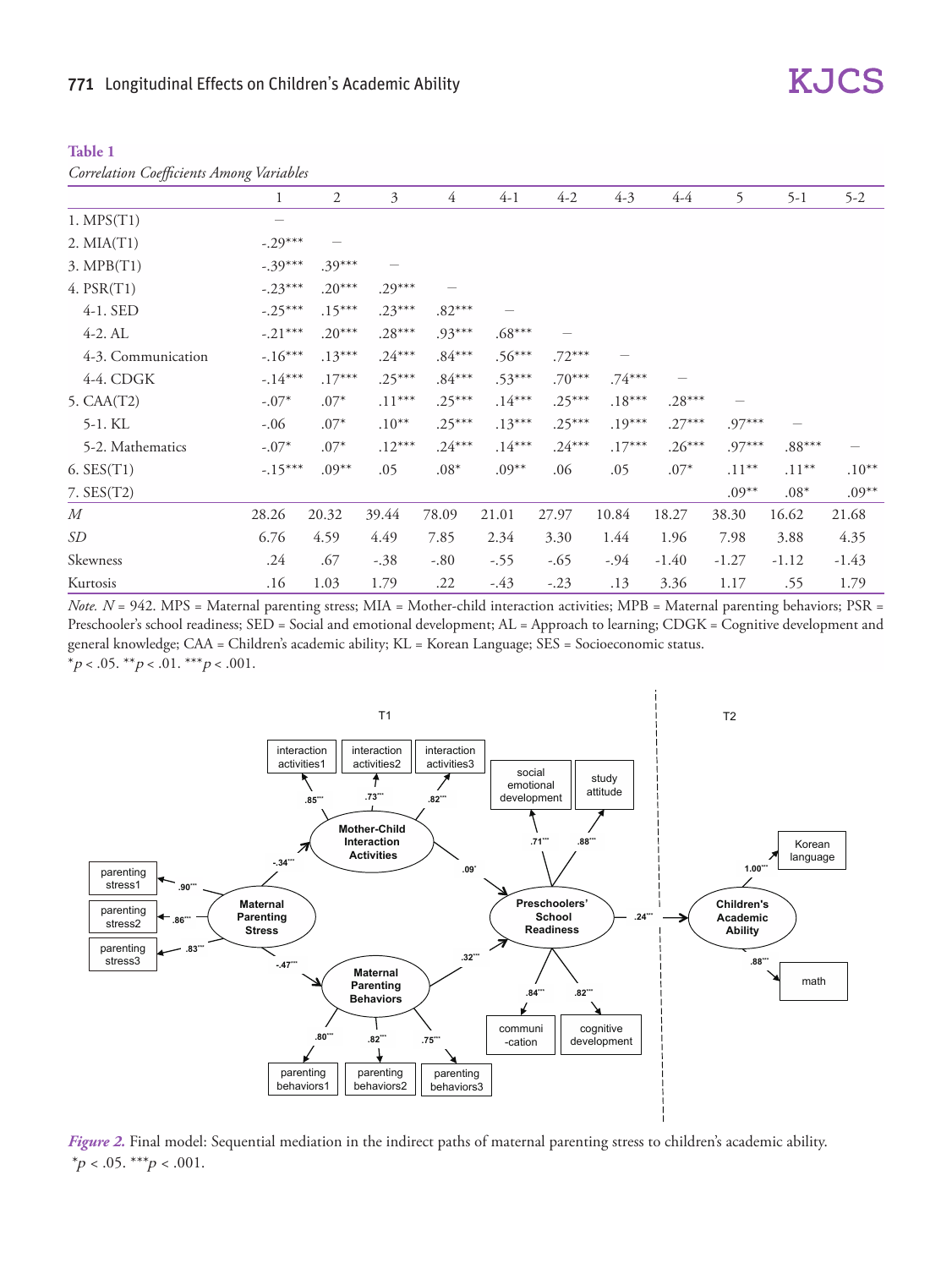**Table 1**

*Correlation Coefficients Among Variables*

| | 1 | 2 | 3 | 4 | 4-1 | 4-2 | 4-3 | 4-4 | 5 | 5-1 | 5-2 |
|---|---|---|---|---|---|---|---|---|---|---|---|
| 1. MPS(T1) | — | | | | | | | | | | |
| 2. MIA(T1) | -.29*** | — | | | | | | | | | |
| 3. MPB(T1) | -.39*** | .39*** | — | | | | | | | | |
| 4. PSR(T1) | -.23*** | .20*** | .29*** | — | | | | | | | |
| 4-1. SED | -.25*** | .15*** | .23*** | .82*** | — | | | | | | |
| 4-2. AL | -.21*** | .20*** | .28*** | .93*** | .68*** | — | | | | | |
| 4-3. Communication | -.16*** | .13*** | .24*** | .84*** | .56*** | .72*** | — | | | | |
| 4-4. CDGK | -.14*** | .17*** | .25*** | .84*** | .53*** | .70*** | .74*** | — | | | |
| 5. CAA(T2) | -.07* | .07* | .11*** | .25*** | .14*** | .25*** | .18*** | .28*** | — | | |
| 5-1. KL | -.06 | .07* | .10** | .25*** | .13*** | .25*** | .19*** | .27*** | .97*** | — | |
| 5-2. Mathematics | -.07* | .07* | .12*** | .24*** | .14*** | .24*** | .17*** | .26*** | .97*** | .88*** | — |
| 6. SES(T1) | -.15*** | .09** | .05 | .08* | .09** | .06 | .05 | .07* | .11** | .11** | .10** |
| 7. SES(T2) | | | | | | | | | .09** | .08* | .09** |
| *M* | 28.26 | 20.32 | 39.44 | 78.09 | 21.01 | 27.97 | 10.84 | 18.27 | 38.30 | 16.62 | 21.68 |
| *SD* | 6.76 | 4.59 | 4.49 | 7.85 | 2.34 | 3.30 | 1.44 | 1.96 | 7.98 | 3.88 | 4.35 |
| Skewness | .24 | .67 | -.38 | -.80 | -.55 | -.65 | -.94 | -1.40 | -1.27 | -1.12 | -1.43 |
| Kurtosis | .16 | 1.03 | 1.79 | .22 | -.43 | -.23 | .13 | 3.36 | 1.17 | .55 | 1.79 |

*Note.* $N$ = 942. MPS = Maternal parenting stress; MIA = Mother-child interaction activities; MPB = Maternal parenting behaviors; PSR = Preschooler's school readiness; SED = Social and emotional development; AL = Approach to learning; CDGK = Cognitive development and general knowledge; CAA = Children's academic ability; KL = Korean Language; SES = Socioeconomic status.
*$p$ < .05. **$p$ < .01. ***$p$ < .001.

*Figure 2.* Final model: Sequential mediation in the indirect paths of maternal parenting stress to children's academic ability.
*$p$ < .05. ***$p$ < .001.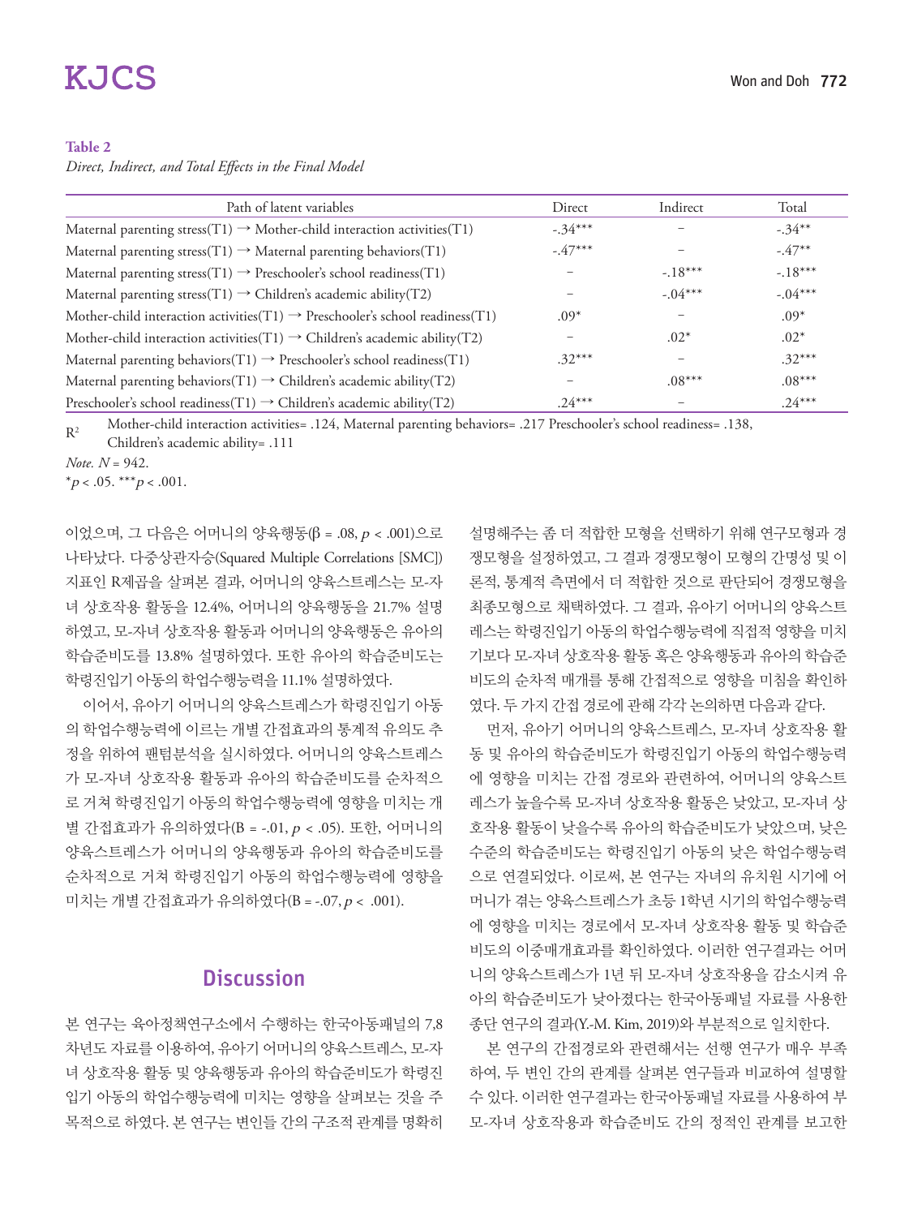**Table 2**

*Direct, Indirect, and Total Effects in the Final Model*

| Path of latent variables | Direct | Indirect | Total |
|---|---|---|---|
| Maternal parenting stress(T1) → Mother-child interaction activities(T1) | -.34*** | - | -.34** |
| Maternal parenting stress(T1) → Maternal parenting behaviors(T1) | -.47*** | - | -.47** |
| Maternal parenting stress(T1) → Preschooler's school readiness(T1) | - | -.18*** | -.18*** |
| Maternal parenting stress(T1) → Children's academic ability(T2) | - | -.04*** | -.04*** |
| Mother-child interaction activities(T1) → Preschooler's school readiness(T1) | .09* | - | .09* |
| Mother-child interaction activities(T1) → Children's academic ability(T2) | - | .02* | .02* |
| Maternal parenting behaviors(T1) → Preschooler's school readiness(T1) | .32*** | - | .32*** |
| Maternal parenting behaviors(T1) → Children's academic ability(T2) | - | .08*** | .08*** |
| Preschooler's school readiness(T1) → Children's academic ability(T2) | .24*** | - | .24*** |

$R^2$ Mother-child interaction activities= .124, Maternal parenting behaviors= .217 Preschooler's school readiness= .138, Children's academic ability= .111

*Note. N* = 942.

*$p < .05$. ***$p < .001$.

이었으며, 그 다음은 어머니의 양육행동(β = .08, $p < .001$)으로 나타났다. 다중상관자승(Squared Multiple Correlations [SMC]) 지표인 R제곱을 살펴본 결과, 어머니의 양육스트레스는 모-자녀 상호작용 활동을 12.4%, 어머니의 양육행동을 21.7% 설명하였고, 모-자녀 상호작용 활동과 어머니의 양육행동은 유아의 학습준비도를 13.8% 설명하였다. 또한 유아의 학습준비도는 학령진입기 아동의 학업수행능력을 11.1% 설명하였다.

이어서, 유아기 어머니의 양육스트레스가 학령진입기 아동의 학업수행능력에 이르는 개별 간접효과의 통계적 유의도 추정을 위하여 팬텀분석을 실시하였다. 어머니의 양육스트레스가 모-자녀 상호작용 활동과 유아의 학습준비도를 순차적으로 거쳐 학령진입기 아동의 학업수행능력에 영향을 미치는 개별 간접효과가 유의하였다(B = -.01, $p < .05$). 또한, 어머니의 양육스트레스가 어머니의 양육행동과 유아의 학습준비도를 순차적으로 거쳐 학령진입기 아동의 학업수행능력에 영향을 미치는 개별 간접효과가 유의하였다(B = -.07, $p < .001$).

## Discussion

본 연구는 육아정책연구소에서 수행하는 한국아동패널의 7,8 차년도 자료를 이용하여, 유아기 어머니의 양육스트레스, 모-자녀 상호작용 활동 및 양육행동과 유아의 학습준비도가 학령진입기 아동의 학업수행능력에 미치는 영향을 살펴보는 것을 주 목적으로 하였다. 본 연구는 변인들 간의 구조적 관계를 명확히 설명해주는 좀 더 적합한 모형을 선택하기 위해 연구모형과 경쟁모형을 설정하였고, 그 결과 경쟁모형이 모형의 간명성 및 이론적, 통계적 측면에서 더 적합한 것으로 판단되어 경쟁모형을 최종모형으로 채택하였다. 그 결과, 유아기 어머니의 양육스트레스는 학령진입기 아동의 학업수행능력에 직접적 영향을 미치기보다 모-자녀 상호작용 활동 혹은 양육행동과 유아의 학습준비도의 순차적 매개를 통해 간접적으로 영향을 미침을 확인하였다. 두 가지 간접 경로에 관해 각각 논의하면 다음과 같다.

먼저, 유아기 어머니의 양육스트레스, 모-자녀 상호작용 활동 및 유아의 학습준비도가 학령진입기 아동의 학업수행능력에 영향을 미치는 간접 경로와 관련하여, 어머니의 양육스트레스가 높을수록 모-자녀 상호작용 활동은 낮았고, 모-자녀 상호작용 활동이 낮을수록 유아의 학습준비도가 낮았으며, 낮은 수준의 학습준비도는 학령진입기 아동의 낮은 학업수행능력으로 연결되었다. 이로써, 본 연구는 자녀의 유치원 시기에 어머니가 겪는 양육스트레스가 초등 1학년 시기의 학업수행능력에 영향을 미치는 경로에서 모-자녀 상호작용 활동 및 학습준비도의 이중매개효과를 확인하였다. 이러한 연구결과는 어머니의 양육스트레스가 1년 뒤 모-자녀 상호작용을 감소시켜 유아의 학습준비도가 낮아졌다는 한국아동패널 자료를 사용한 종단 연구의 결과(Y.-M. Kim, 2019)와 부분적으로 일치한다.

본 연구의 간접경로와 관련해서는 선행 연구가 매우 부족하여, 두 변인 간의 관계를 살펴본 연구들과 비교하여 설명할 수 있다. 이러한 연구결과는 한국아동패널 자료를 사용하여 부모-자녀 상호작용과 학습준비도 간의 정적인 관계를 보고한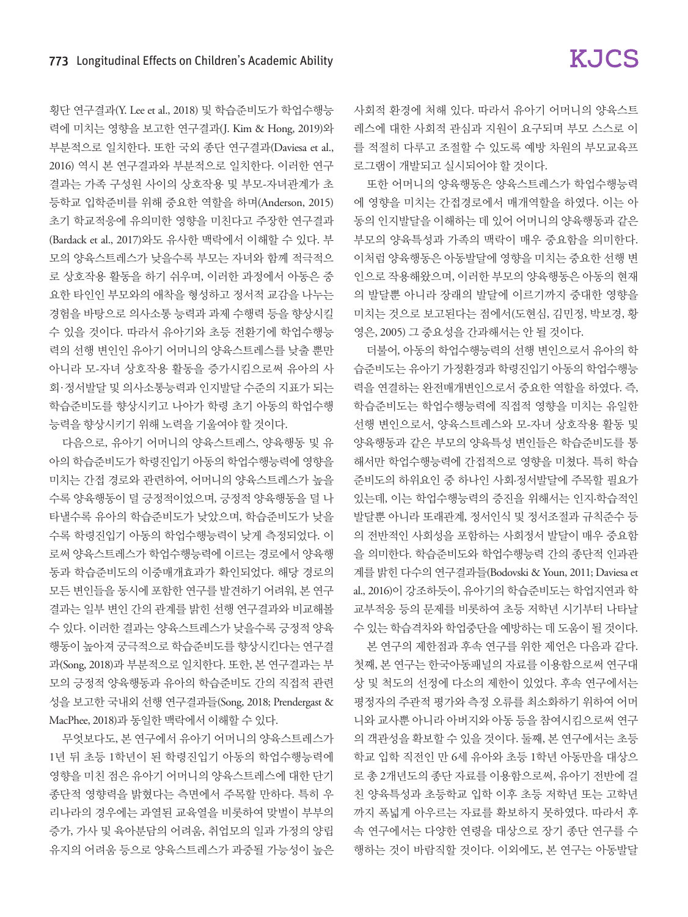횡단 연구결과(Y. Lee et al., 2018) 및 학습준비도가 학업수행능력에 미치는 영향을 보고한 연구결과(J. Kim & Hong, 2019)와 부분적으로 일치한다. 또한 국외 종단 연구결과(Daviesa et al., 2016) 역시 본 연구결과와 부분적으로 일치한다. 이러한 연구결과는 가족 구성원 사이의 상호작용 및 부모-자녀관계가 초등학교 입학준비를 위해 중요한 역할을 하며(Anderson, 2015) 초기 학교적응에 유의미한 영향을 미친다고 주장한 연구결과(Bardack et al., 2017)와도 유사한 맥락에서 이해할 수 있다. 부모의 양육스트레스가 낮을수록 부모는 자녀와 함께 적극적으로 상호작용 활동을 하기 쉬우며, 이러한 과정에서 아동은 중요한 타인인 부모와의 애착을 형성하고 정서적 교감을 나누는 경험을 바탕으로 의사소통 능력과 과제 수행력 등을 향상시킬 수 있을 것이다. 따라서 유아기와 초등 전환기에 학업수행능력의 선행 변인인 유아기 어머니의 양육스트레스를 낮출 뿐만 아니라 모-자녀 상호작용 활동을 증가시킴으로써 유아의 사회·정서발달 및 의사소통능력과 인지발달 수준의 지표가 되는 학습준비도를 향상시키고 나아가 학령 초기 아동의 학업수행능력을 향상시키기 위해 노력을 기울여야 할 것이다.

다음으로, 유아기 어머니의 양육스트레스, 양육행동 및 유아의 학습준비도가 학령진입기 아동의 학업수행능력에 영향을 미치는 간접 경로와 관련하여, 어머니의 양육스트레스가 높을수록 양육행동이 덜 긍정적이었으며, 긍정적 양육행동을 덜 나타낼수록 유아의 학습준비도가 낮았으며, 학습준비도가 낮을수록 학령진입기 아동의 학업수행능력이 낮게 측정되었다. 이로써 양육스트레스가 학업수행능력에 이르는 경로에서 양육행동과 학습준비도의 이중매개효과가 확인되었다. 해당 경로의 모든 변인들을 동시에 포함한 연구를 발견하기 어려워, 본 연구결과는 일부 변인 간의 관계를 밝힌 선행 연구결과와 비교해볼 수 있다. 이러한 결과는 양육스트레스가 낮을수록 긍정적 양육행동이 높아져 궁극적으로 학습준비도를 향상시킨다는 연구결과(Song, 2018)과 부분적으로 일치한다. 또한, 본 연구결과는 부모의 긍정적 양육행동과 유아의 학습준비도 간의 직접적 관련성을 보고한 국내외 선행 연구결과들(Song, 2018; Prendergast & MacPhee, 2018)과 동일한 맥락에서 이해할 수 있다.

무엇보다도, 본 연구에서 유아기 어머니의 양육스트레스가 1년 뒤 초등 1학년이 된 학령진입기 아동의 학업수행능력에 영향을 미친 점은 유아기 어머니의 양육스트레스에 대한 단기 종단적 영향력을 밝혔다는 측면에서 주목할 만하다. 특히 우리나라의 경우에는 과열된 교육열을 비롯하여 맞벌이 부부의 증가, 가사 및 육아분담의 어려움, 취업모의 일과 가정의 양립 유지의 어려움 등으로 양육스트레스가 과중될 가능성이 높은 사회적 환경에 처해 있다. 따라서 유아기 어머니의 양육스트레스에 대한 사회적 관심과 지원이 요구되며 부모 스스로 이를 적절히 다루고 조절할 수 있도록 예방 차원의 부모교육프로그램이 개발되고 실시되어야 할 것이다.

또한 어머니의 양육행동은 양육스트레스가 학업수행능력에 영향을 미치는 간접경로에서 매개역할을 하였다. 이는 아동의 인지발달을 이해하는 데 있어 어머니의 양육행동과 같은 부모의 양육특성과 가족의 맥락이 매우 중요함을 의미한다. 이처럼 양육행동은 아동발달에 영향을 미치는 중요한 선행 변인으로 작용해왔으며, 이러한 부모의 양육행동은 아동의 현재의 발달뿐 아니라 장래의 발달에 이르기까지 중대한 영향을 미치는 것으로 보고된다는 점에서(도현심, 김민정, 박보경, 황영은, 2005) 그 중요성을 간과해서는 안 될 것이다.

더불어, 아동의 학업수행능력의 선행 변인으로서 유아의 학습준비도는 유아기 가정환경과 학령진입기 아동의 학업수행능력을 연결하는 완전매개변인으로서 중요한 역할을 하였다. 즉, 학습준비도는 학업수행능력에 직접적 영향을 미치는 유일한 선행 변인으로서, 양육스트레스와 모-자녀 상호작용 활동 및 양육행동과 같은 부모의 양육특성 변인들은 학습준비도를 통해서만 학업수행능력에 간접적으로 영향을 미쳤다. 특히 학습준비도의 하위요인 중 하나인 사회·정서발달에 주목할 필요가 있는데, 이는 학업수행능력의 증진을 위해서는 인지·학습적인 발달뿐 아니라 또래관계, 정서인식 및 정서조절과 규칙준수 등의 전반적인 사회성을 포함하는 사회정서 발달이 매우 중요함을 의미한다. 학습준비도와 학업수행능력 간의 종단적 인과관계를 밝힌 다수의 연구결과들(Bodovski & Youn, 2011; Daviesa et al., 2016)이 강조하듯이, 유아기의 학습준비도는 학업지연과 학교부적응 등의 문제를 비롯하여 초등 저학년 시기부터 나타날 수 있는 학습격차와 학업중단을 예방하는 데 도움이 될 것이다.

본 연구의 제한점과 후속 연구를 위한 제언은 다음과 같다. 첫째, 본 연구는 한국아동패널의 자료를 이용함으로써 연구대상 및 척도의 선정에 다소의 제한이 있었다. 후속 연구에서는 평정자의 주관적 평가와 측정 오류를 최소화하기 위하여 어머니와 교사뿐 아니라 아버지와 아동 등을 참여시킴으로써 연구의 객관성을 확보할 수 있을 것이다. 둘째, 본 연구에서는 초등학교 입학 직전인 만 6세 유아와 초등 1학년 아동만을 대상으로 총 2개년도의 종단 자료를 이용함으로써, 유아기 전반에 걸친 양육특성과 초등학교 입학 이후 초등 저학년 또는 고학년까지 폭넓게 아우르는 자료를 확보하지 못하였다. 따라서 후속 연구에서는 다양한 연령을 대상으로 장기 종단 연구를 수행하는 것이 바람직할 것이다. 이외에도, 본 연구는 아동발달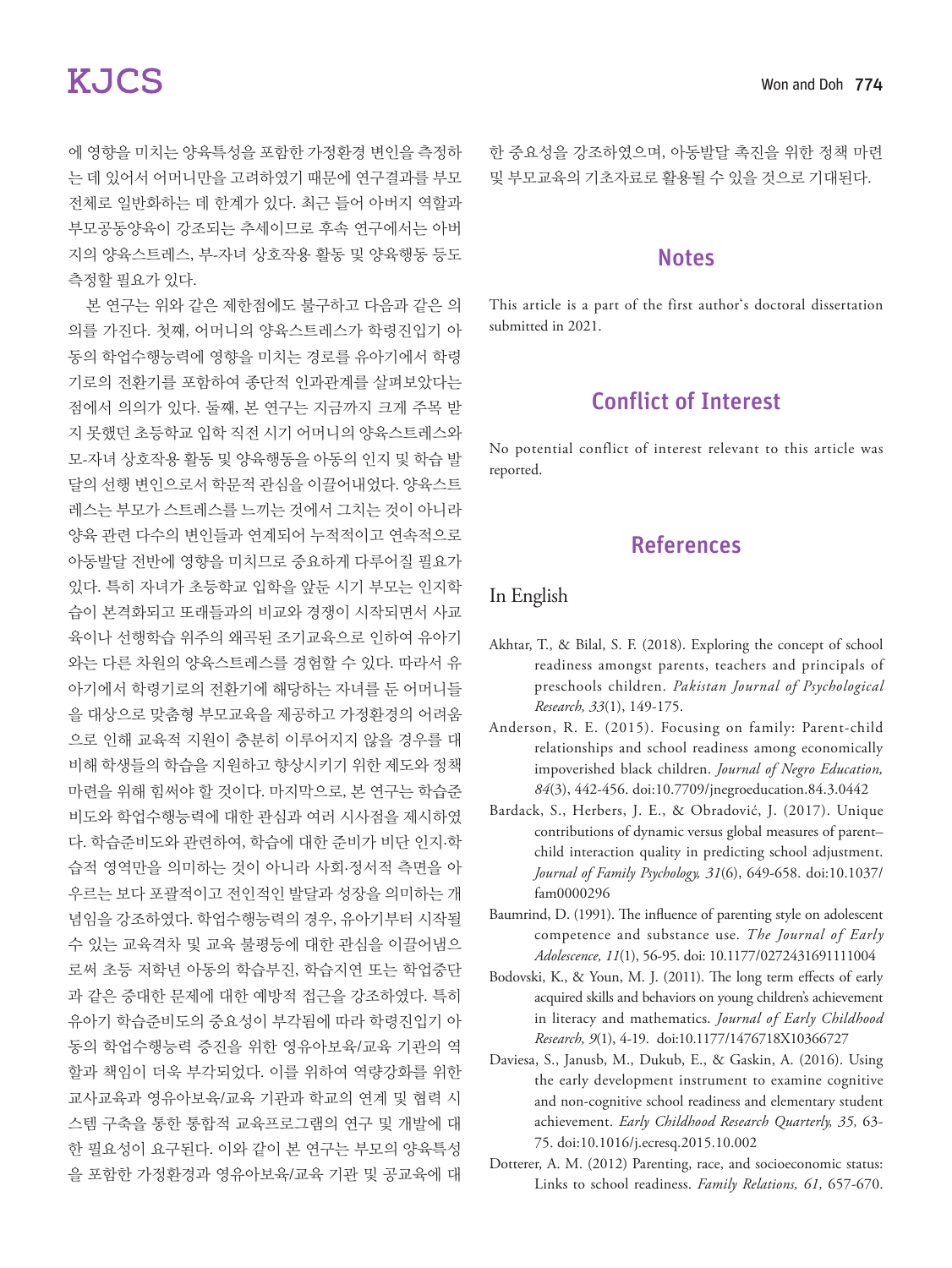에 영향을 미치는 양육특성을 포함한 가정환경 변인을 측정하는 데 있어서 어머니만을 고려하였기 때문에 연구결과를 부모 전체로 일반화하는 데 한계가 있다. 최근 들어 아버지 역할과 부모공동양육이 강조되는 추세이므로 후속 연구에서는 아버지의 양육스트레스, 부-자녀 상호작용 활동 및 양육행동 등도 측정할 필요가 있다.

본 연구는 위와 같은 제한점에도 불구하고 다음과 같은 의의를 가진다. 첫째, 어머니의 양육스트레스가 학령진입기 아동의 학업수행능력에 영향을 미치는 경로를 유아기에서 학령기로의 전환기를 포함하여 종단적 인과관계를 살펴보았다는 점에서 의의가 있다. 둘째, 본 연구는 지금까지 크게 주목 받지 못했던 초등학교 입학 직전 시기 어머니의 양육스트레스와 모-자녀 상호작용 활동 및 양육행동을 아동의 인지 및 학습 발달의 선행 변인으로서 학문적 관심을 이끌어내었다. 양육스트레스는 부모가 스트레스를 느끼는 것에서 그치는 것이 아니라 양육 관련 다수의 변인들과 연계되어 누적적이고 연속적으로 아동발달 전반에 영향을 미치므로 중요하게 다루어질 필요가 있다. 특히 자녀가 초등학교 입학을 앞둔 시기 부모는 인지학습이 본격화되고 또래들과의 비교와 경쟁이 시작되면서 사교육이나 선행학습 위주의 왜곡된 조기교육으로 인하여 유아기와는 다른 차원의 양육스트레스를 경험할 수 있다. 따라서 유아기에서 학령기로의 전환기에 해당하는 자녀를 둔 어머니들을 대상으로 맞춤형 부모교육을 제공하고 가정환경의 어려움으로 인해 교육적 지원이 충분히 이루어지지 않을 경우를 대비해 학생들의 학습을 지원하고 향상시키기 위한 제도와 정책 마련을 위해 힘써야 할 것이다. 마지막으로, 본 연구는 학습준비도와 학업수행능력에 대한 관심과 여러 시사점을 제시하였다. 학습준비도와 관련하여, 학습에 대한 준비가 비단 인지·학습적 영역만을 의미하는 것이 아니라 사회·정서적 측면을 아우르는 보다 포괄적이고 전인적인 발달과 성장을 의미하는 개념임을 강조하였다. 학업수행능력의 경우, 유아기부터 시작될 수 있는 교육격차 및 교육 불평등에 대한 관심을 이끌어냄으로써 초등 저학년 아동의 학습부진, 학습지연 또는 학업중단과 같은 중대한 문제에 대한 예방적 접근을 강조하였다. 특히 유아기 학습준비도의 중요성이 부각됨에 따라 학령진입기 아동의 학업수행능력 증진을 위한 영유아보육/교육 기관의 역할과 책임이 더욱 부각되었다. 이를 위하여 역량강화를 위한 교사교육과 영유아보육/교육 기관과 학교의 연계 및 협력 시스템 구축을 통한 통합적 교육프로그램의 연구 및 개발에 대한 필요성이 요구된다. 이와 같이 본 연구는 부모의 양육특성을 포함한 가정환경과 영유아보육/교육 기관 및 공교육에 대한 중요성을 강조하였으며, 아동발달 촉진을 위한 정책 마련 및 부모교육의 기초자료로 활용될 수 있을 것으로 기대된다.

## Notes

This article is a part of the first author's doctoral dissertation submitted in 2021.

## Conflict of Interest

No potential conflict of interest relevant to this article was reported.

## References

### In English

Akhtar, T., & Bilal, S. F. (2018). Exploring the concept of school readiness amongst parents, teachers and principals of preschools children. *Pakistan Journal of Psychological Research, 33*(1), 149-175.

Anderson, R. E. (2015). Focusing on family: Parent-child relationships and school readiness among economically impoverished black children. *Journal of Negro Education, 84*(3), 442-456. doi:10.7709/jnegroeducation.84.3.0442

Bardack, S., Herbers, J. E., & Obradović, J. (2017). Unique contributions of dynamic versus global measures of parent–child interaction quality in predicting school adjustment. *Journal of Family Psychology, 31*(6), 649-658. doi:10.1037/fam0000296

Baumrind, D. (1991). The influence of parenting style on adolescent competence and substance use. *The Journal of Early Adolescence, 11*(1), 56-95. doi: 10.1177/0272431691111004

Bodovski, K., & Youn, M. J. (2011). The long term effects of early acquired skills and behaviors on young children's achievement in literacy and mathematics. *Journal of Early Childhood Research, 9*(1), 4-19. doi:10.1177/1476718X10366727

Daviesa, S., Janusb, M., Dukub, E., & Gaskin, A. (2016). Using the early development instrument to examine cognitive and non-cognitive school readiness and elementary student achievement. *Early Childhood Research Quarterly, 35,* 63-75. doi:10.1016/j.ecresq.2015.10.002

Dotterer, A. M. (2012) Parenting, race, and socioeconomic status: Links to school readiness. *Family Relations, 61,* 657-670.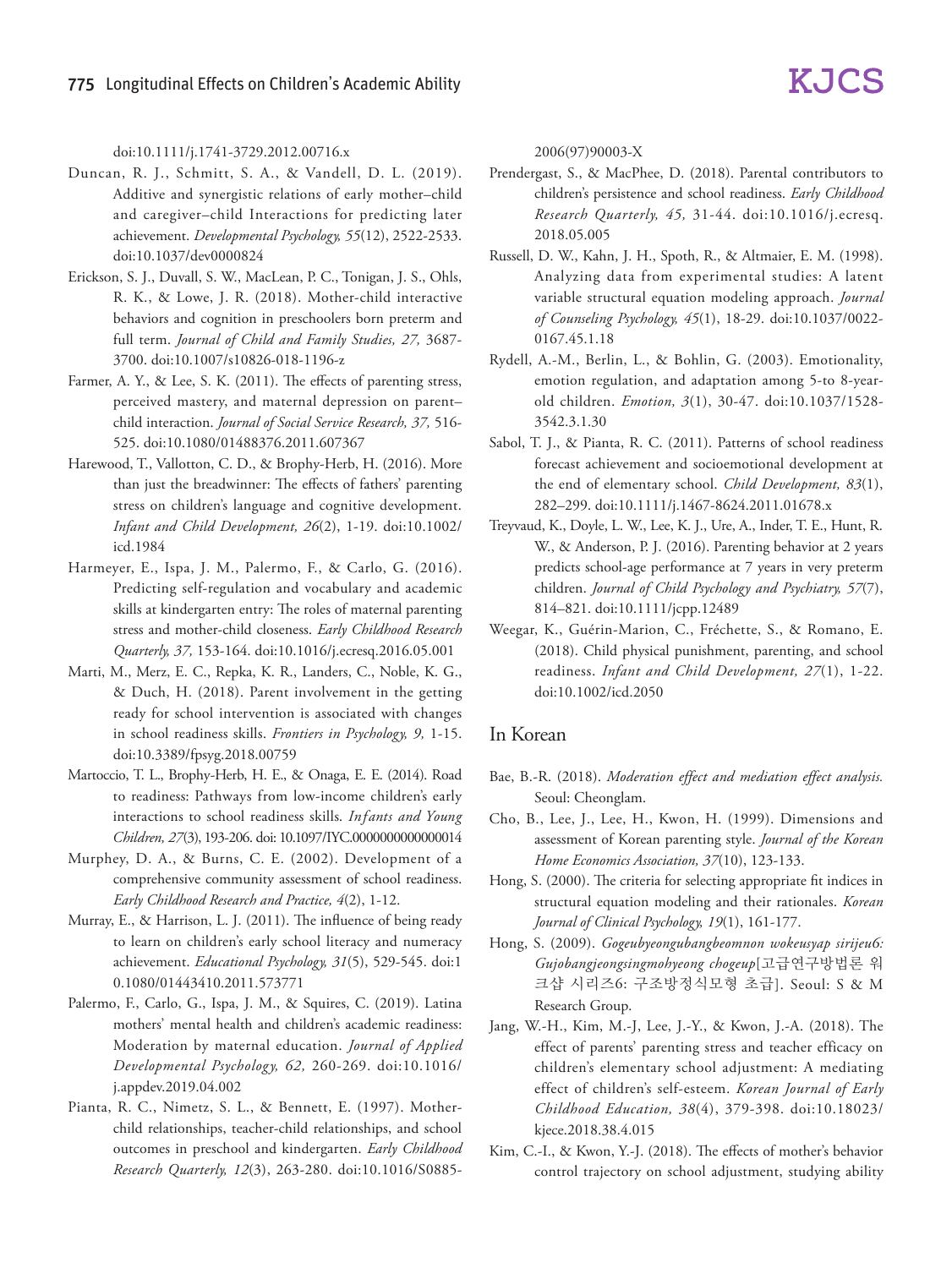doi:10.1111/j.1741-3729.2012.00716.x

Duncan, R. J., Schmitt, S. A., & Vandell, D. L. (2019). Additive and synergistic relations of early mother–child and caregiver–child Interactions for predicting later achievement. *Developmental Psychology, 55*(12), 2522-2533. doi:10.1037/dev0000824

Erickson, S. J., Duvall, S. W., MacLean, P. C., Tonigan, J. S., Ohls, R. K., & Lowe, J. R. (2018). Mother-child interactive behaviors and cognition in preschoolers born preterm and full term. *Journal of Child and Family Studies, 27,* 3687-3700. doi:10.1007/s10826-018-1196-z

Farmer, A. Y., & Lee, S. K. (2011). The effects of parenting stress, perceived mastery, and maternal depression on parent–child interaction. *Journal of Social Service Research, 37,* 516-525. doi:10.1080/01488376.2011.607367

Harewood, T., Vallotton, C. D., & Brophy-Herb, H. (2016). More than just the breadwinner: The effects of fathers' parenting stress on children's language and cognitive development. *Infant and Child Development, 26*(2), 1-19. doi:10.1002/icd.1984

Harmeyer, E., Ispa, J. M., Palermo, F., & Carlo, G. (2016). Predicting self-regulation and vocabulary and academic skills at kindergarten entry: The roles of maternal parenting stress and mother-child closeness. *Early Childhood Research Quarterly, 37,* 153-164. doi:10.1016/j.ecresq.2016.05.001

Marti, M., Merz, E. C., Repka, K. R., Landers, C., Noble, K. G., & Duch, H. (2018). Parent involvement in the getting ready for school intervention is associated with changes in school readiness skills. *Frontiers in Psychology, 9,* 1-15. doi:10.3389/fpsyg.2018.00759

Martoccio, T. L., Brophy-Herb, H. E., & Onaga, E. E. (2014). Road to readiness: Pathways from low-income children's early interactions to school readiness skills. *Infants and Young Children, 27*(3), 193-206. doi: 10.1097/IYC.0000000000000014

Murphey, D. A., & Burns, C. E. (2002). Development of a comprehensive community assessment of school readiness. *Early Childhood Research and Practice, 4*(2), 1-12.

Murray, E., & Harrison, L. J. (2011). The influence of being ready to learn on children's early school literacy and numeracy achievement. *Educational Psychology, 31*(5), 529-545. doi:10.1080/01443410.2011.573771

Palermo, F., Carlo, G., Ispa, J. M., & Squires, C. (2019). Latina mothers' mental health and children's academic readiness: Moderation by maternal education. *Journal of Applied Developmental Psychology, 62,* 260-269. doi:10.1016/j.appdev.2019.04.002

Pianta, R. C., Nimetz, S. L., & Bennett, E. (1997). Mother-child relationships, teacher-child relationships, and school outcomes in preschool and kindergarten. *Early Childhood Research Quarterly, 12*(3), 263-280. doi:10.1016/S0885-2006(97)90003-X

Prendergast, S., & MacPhee, D. (2018). Parental contributors to children's persistence and school readiness. *Early Childhood Research Quarterly, 45,* 31-44. doi:10.1016/j.ecresq.2018.05.005

Russell, D. W., Kahn, J. H., Spoth, R., & Altmaier, E. M. (1998). Analyzing data from experimental studies: A latent variable structural equation modeling approach. *Journal of Counseling Psychology, 45*(1), 18-29. doi:10.1037/0022-0167.45.1.18

Rydell, A.-M., Berlin, L., & Bohlin, G. (2003). Emotionality, emotion regulation, and adaptation among 5-to 8-year-old children. *Emotion, 3*(1), 30-47. doi:10.1037/1528-3542.3.1.30

Sabol, T. J., & Pianta, R. C. (2011). Patterns of school readiness forecast achievement and socioemotional development at the end of elementary school. *Child Development, 83*(1), 282–299. doi:10.1111/j.1467-8624.2011.01678.x

Treyvaud, K., Doyle, L. W., Lee, K. J., Ure, A., Inder, T. E., Hunt, R. W., & Anderson, P. J. (2016). Parenting behavior at 2 years predicts school-age performance at 7 years in very preterm children. *Journal of Child Psychology and Psychiatry, 57*(7), 814–821. doi:10.1111/jcpp.12489

Weegar, K., Guérin-Marion, C., Fréchette, S., & Romano, E. (2018). Child physical punishment, parenting, and school readiness. *Infant and Child Development, 27*(1), 1-22. doi:10.1002/icd.2050

## In Korean

Bae, B.-R. (2018). *Moderation effect and mediation effect analysis.* Seoul: Cheonglam.

Cho, B., Lee, J., Lee, H., Kwon, H. (1999). Dimensions and assessment of Korean parenting style. *Journal of the Korean Home Economics Association, 37*(10), 123-133.

Hong, S. (2000). The criteria for selecting appropriate fit indices in structural equation modeling and their rationales. *Korean Journal of Clinical Psychology, 19*(1), 161-177.

Hong, S. (2009). *Gogeubyeongubangbeomnon wokeusyap sirijeu6: Gujobangjeongsingmohyeong chogeup*[고급연구방법론 워크샵 시리즈6: 구조방정식모형 초급]. Seoul: S & M Research Group.

Jang, W.-H., Kim, M.-J, Lee, J.-Y., & Kwon, J.-A. (2018). The effect of parents' parenting stress and teacher efficacy on children's elementary school adjustment: A mediating effect of children's self-esteem. *Korean Journal of Early Childhood Education, 38*(4), 379-398. doi:10.18023/kjece.2018.38.4.015

Kim, C.-I., & Kwon, Y.-J. (2018). The effects of mother's behavior control trajectory on school adjustment, studying ability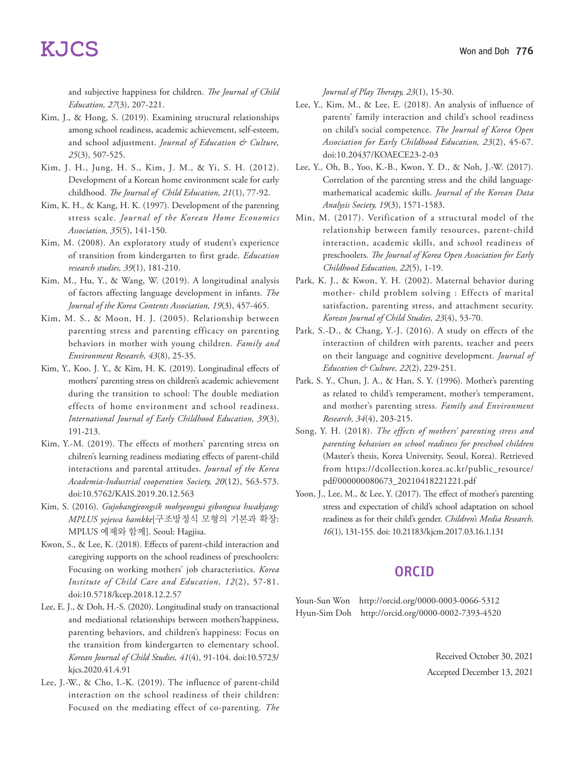and subjective happiness for children. *The Journal of Child Education, 27*(3), 207-221.

Kim, J., & Hong, S. (2019). Examining structural relationships among school readiness, academic achievement, self-esteem, and school adjustment. *Journal of Education & Culture, 25*(3), 507-525.

Kim, J. H., Jung, H. S., Kim, J. M., & Yi, S. H. (2012). Development of a Korean home environment scale for early childhood. *The Journal of Child Education, 21*(1), 77-92.

Kim, K. H., & Kang, H. K. (1997). Development of the parenting stress scale. *Journal of the Korean Home Economics Association, 35*(5), 141-150.

Kim, M. (2008). An exploratory study of student's experience of transition from kindergarten to first grade. *Education research studies, 39*(1), 181-210.

Kim, M., Hu, Y., & Wang, W. (2019). A longitudinal analysis of factors affecting language development in infants. *The Journal of the Korea Contents Association, 19*(3), 457-465.

Kim, M. S. S., & Moon, H. J. (2005). Relationship between parenting stress and parenting efficacy on parenting behaviors in mother with young children. *Family and Environment Research, 43*(8), 25-35.

Kim, Y., Koo, J. Y., & Kim, H. K. (2019). Longitudinal effects of mothers' parenting stress on children's academic achievement during the transition to school: The double mediation effects of home environment and school readiness. *International Journal of Early Childhood Education, 39*(3), 191-213.

Kim, Y.-M. (2019). The effects of mothers' parenting stress on chilren's learning readiness mediating effects of parent-child interactions and parental attitudes. *Journal of the Korea Academia-Industrial cooperation Society, 20*(12), 563-573. doi:10.5762/KAIS.2019.20.12.563

Kim, S. (2016). *Gujobangjeongsik mohyeongui gibongwa hwakjang: MPLUS yejewa hamkke*[구조방정식 모형의 기본과 확장: MPLUS 예제와 함께]. Seoul: Hagjisa.

Kwon, S., & Lee, K. (2018). Effects of parent-child interaction and caregiving supports on the school readiness of preschoolers: Focusing on working mothers' job characteristics. *Korea Institute of Child Care and Education, 12*(2), 57-81. doi:10.5718/kcep.2018.12.2.57

Lee, E. J., & Doh, H.-S. (2020). Longitudinal study on transactional and mediational relationships between mothers'happiness, parenting behaviors, and children's happiness: Focus on the transition from kindergarten to elementary school. *Korean Journal of Child Studies, 41*(4), 91-104. doi:10.5723/kjcs.2020.41.4.91

Lee, J.-W., & Cho, I.-K. (2019). The influence of parent-child interaction on the school readiness of their children: Focused on the mediating effect of co-parenting. *The Journal of Play Therapy, 23*(1), 15-30.

Lee, Y., Kim, M., & Lee, E. (2018). An analysis of influence of parents' family interaction and child's school readiness on child's social competence. *The Journal of Korea Open Association for Early Childhood Education, 23*(2), 45-67. doi:10.20437/KOAECE23-2-03

Lee, Y., Oh, B., Yoo, K.-B., Kwon, Y. D., & Noh, J.-W. (2017). Correlation of the parenting stress and the child language·mathematical academic skills. *Journal of the Korean Data Analysis Society, 19*(3), 1571-1583.

Min, M. (2017). Verification of a structural model of the relationship between family resources, parent-child interaction, academic skills, and school readiness of preschoolers. *The Journal of Korea Open Association for Early Childhood Education, 22*(5), 1-19.

Park, K. J., & Kwon, Y. H. (2002). Maternal behavior during mother- child problem solving : Effects of marital satisfaction, parenting stress, and attachment security. *Korean Journal of Child Studies, 23*(4), 53-70.

Park, S.-D., & Chang, Y.-J. (2016). A study on effects of the interaction of children with parents, teacher and peers on their language and cognitive development. *Journal of Education & Culture, 22*(2), 229-251.

Park, S. Y., Chun, J. A., & Han, S. Y. (1996). Mother's parenting as related to child's temperament, mother's temperament, and mother's parenting stress. *Family and Environment Research, 34*(4), 203-215.

Song, Y. H. (2018). *The effects of mothers' parenting stress and parenting behaviors on school readiness for preschool children* (Master's thesis, Korea University, Seoul, Korea). Retrieved from https://dcollection.korea.ac.kr/public_resource/pdf/000000080673_20210418221221.pdf

Yoon, J., Lee, M., & Lee, Y. (2017). The effect of mother's parenting stress and expectation of child's school adaptation on school readiness as for their child's gender. *Children's Media Research, 16*(1), 131-155. doi: 10.21183/kjcm.2017.03.16.1.131

## ORCID

Youn-Sun Won http://orcid.org/0000-0003-0066-5312
Hyun-Sim Doh http://orcid.org/0000-0002-7393-4520

Received October 30, 2021
Accepted December 13, 2021